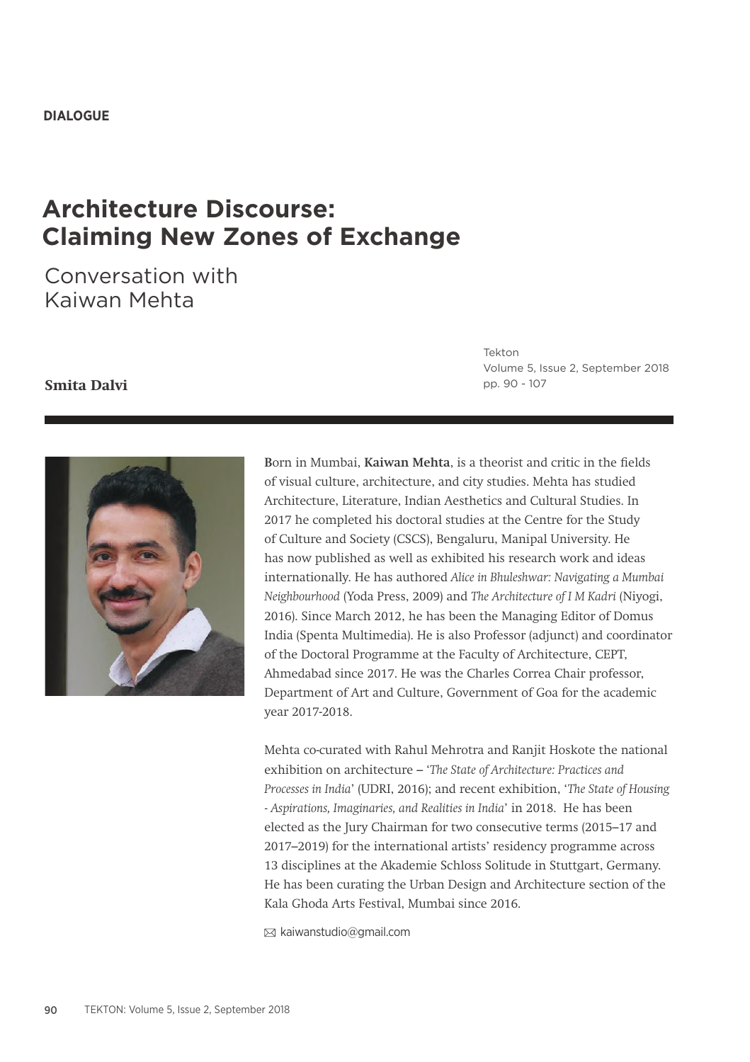**DIALOGUE**

# Architecture Discourse: Claiming New Zones of Exchange

## Conversation with Kaiwan Mehta

**Smita Dalvi**

Tekton
Volume 5, Issue 2, September 2018
pp. 90 - 107

Born in Mumbai, **Kaiwan Mehta**, is a theorist and critic in the fields of visual culture, architecture, and city studies. Mehta has studied Architecture, Literature, Indian Aesthetics and Cultural Studies. In 2017 he completed his doctoral studies at the Centre for the Study of Culture and Society (CSCS), Bengaluru, Manipal University. He has now published as well as exhibited his research work and ideas internationally. He has authored *Alice in Bhuleshwar: Navigating a Mumbai Neighbourhood* (Yoda Press, 2009) and *The Architecture of I M Kadri* (Niyogi, 2016). Since March 2012, he has been the Managing Editor of Domus India (Spenta Multimedia). He is also Professor (adjunct) and coordinator of the Doctoral Programme at the Faculty of Architecture, CEPT, Ahmedabad since 2017. He was the Charles Correa Chair professor, Department of Art and Culture, Government of Goa for the academic year 2017-2018.

Mehta co-curated with Rahul Mehrotra and Ranjit Hoskote the national exhibition on architecture – '*The State of Architecture: Practices and Processes in India*' (UDRI, 2016); and recent exhibition, '*The State of Housing - Aspirations, Imaginaries, and Realities in India*' in 2018. He has been elected as the Jury Chairman for two consecutive terms (2015–17 and 2017–2019) for the international artists' residency programme across 13 disciplines at the Akademie Schloss Solitude in Stuttgart, Germany. He has been curating the Urban Design and Architecture section of the Kala Ghoda Arts Festival, Mumbai since 2016.

✉ kaiwanstudio@gmail.com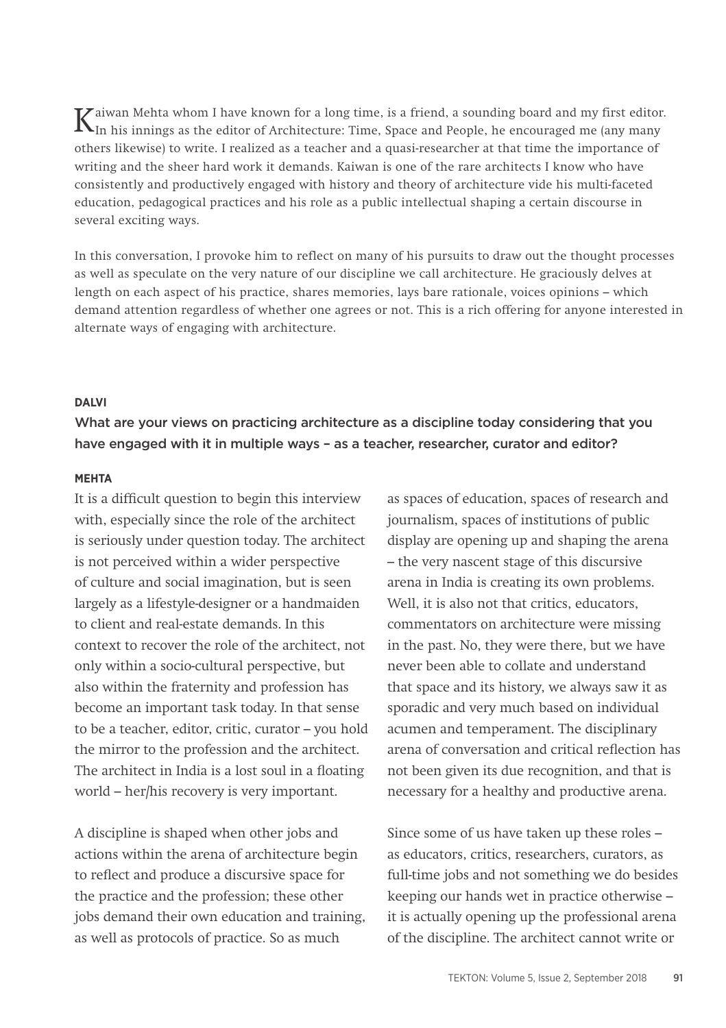Kaiwan Mehta whom I have known for a long time, is a friend, a sounding board and my first editor. In his innings as the editor of Architecture: Time, Space and People, he encouraged me (any many others likewise) to write. I realized as a teacher and a quasi-researcher at that time the importance of writing and the sheer hard work it demands. Kaiwan is one of the rare architects I know who have consistently and productively engaged with history and theory of architecture vide his multi-faceted education, pedagogical practices and his role as a public intellectual shaping a certain discourse in several exciting ways.

In this conversation, I provoke him to reflect on many of his pursuits to draw out the thought processes as well as speculate on the very nature of our discipline we call architecture. He graciously delves at length on each aspect of his practice, shares memories, lays bare rationale, voices opinions – which demand attention regardless of whether one agrees or not. This is a rich offering for anyone interested in alternate ways of engaging with architecture.

**DALVI**

What are your views on practicing architecture as a discipline today considering that you have engaged with it in multiple ways – as a teacher, researcher, curator and editor?

**MEHTA**

It is a difficult question to begin this interview with, especially since the role of the architect is seriously under question today. The architect is not perceived within a wider perspective of culture and social imagination, but is seen largely as a lifestyle-designer or a handmaiden to client and real-estate demands. In this context to recover the role of the architect, not only within a socio-cultural perspective, but also within the fraternity and profession has become an important task today. In that sense to be a teacher, editor, critic, curator – you hold the mirror to the profession and the architect. The architect in India is a lost soul in a floating world – her/his recovery is very important.

A discipline is shaped when other jobs and actions within the arena of architecture begin to reflect and produce a discursive space for the practice and the profession; these other jobs demand their own education and training, as well as protocols of practice. So as much as spaces of education, spaces of research and journalism, spaces of institutions of public display are opening up and shaping the arena – the very nascent stage of this discursive arena in India is creating its own problems. Well, it is also not that critics, educators, commentators on architecture were missing in the past. No, they were there, but we have never been able to collate and understand that space and its history, we always saw it as sporadic and very much based on individual acumen and temperament. The disciplinary arena of conversation and critical reflection has not been given its due recognition, and that is necessary for a healthy and productive arena.

Since some of us have taken up these roles – as educators, critics, researchers, curators, as full-time jobs and not something we do besides keeping our hands wet in practice otherwise – it is actually opening up the professional arena of the discipline. The architect cannot write or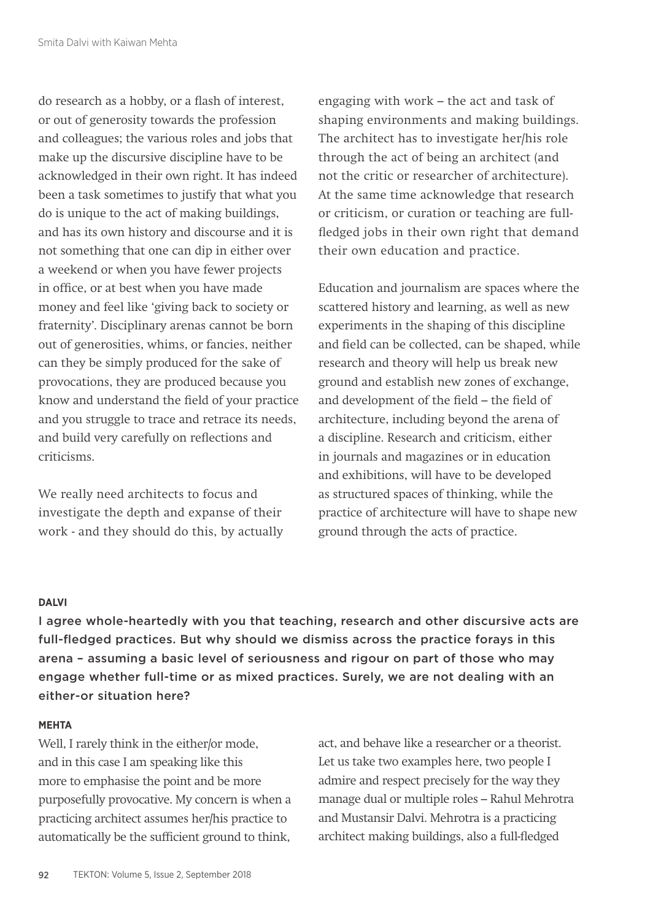do research as a hobby, or a flash of interest, or out of generosity towards the profession and colleagues; the various roles and jobs that make up the discursive discipline have to be acknowledged in their own right. It has indeed been a task sometimes to justify that what you do is unique to the act of making buildings, and has its own history and discourse and it is not something that one can dip in either over a weekend or when you have fewer projects in office, or at best when you have made money and feel like 'giving back to society or fraternity'. Disciplinary arenas cannot be born out of generosities, whims, or fancies, neither can they be simply produced for the sake of provocations, they are produced because you know and understand the field of your practice and you struggle to trace and retrace its needs, and build very carefully on reflections and criticisms.

We really need architects to focus and investigate the depth and expanse of their work - and they should do this, by actually engaging with work – the act and task of shaping environments and making buildings. The architect has to investigate her/his role through the act of being an architect (and not the critic or researcher of architecture). At the same time acknowledge that research or criticism, or curation or teaching are full-fledged jobs in their own right that demand their own education and practice.

Education and journalism are spaces where the scattered history and learning, as well as new experiments in the shaping of this discipline and field can be collected, can be shaped, while research and theory will help us break new ground and establish new zones of exchange, and development of the field – the field of architecture, including beyond the arena of a discipline. Research and criticism, either in journals and magazines or in education and exhibitions, will have to be developed as structured spaces of thinking, while the practice of architecture will have to shape new ground through the acts of practice.

**DALVI**

**I agree whole-heartedly with you that teaching, research and other discursive acts are full-fledged practices. But why should we dismiss across the practice forays in this arena – assuming a basic level of seriousness and rigour on part of those who may engage whether full-time or as mixed practices. Surely, we are not dealing with an either-or situation here?**

**MEHTA**

Well, I rarely think in the either/or mode, and in this case I am speaking like this more to emphasise the point and be more purposefully provocative. My concern is when a practicing architect assumes her/his practice to automatically be the sufficient ground to think, act, and behave like a researcher or a theorist. Let us take two examples here, two people I admire and respect precisely for the way they manage dual or multiple roles – Rahul Mehrotra and Mustansir Dalvi. Mehrotra is a practicing architect making buildings, also a full-fledged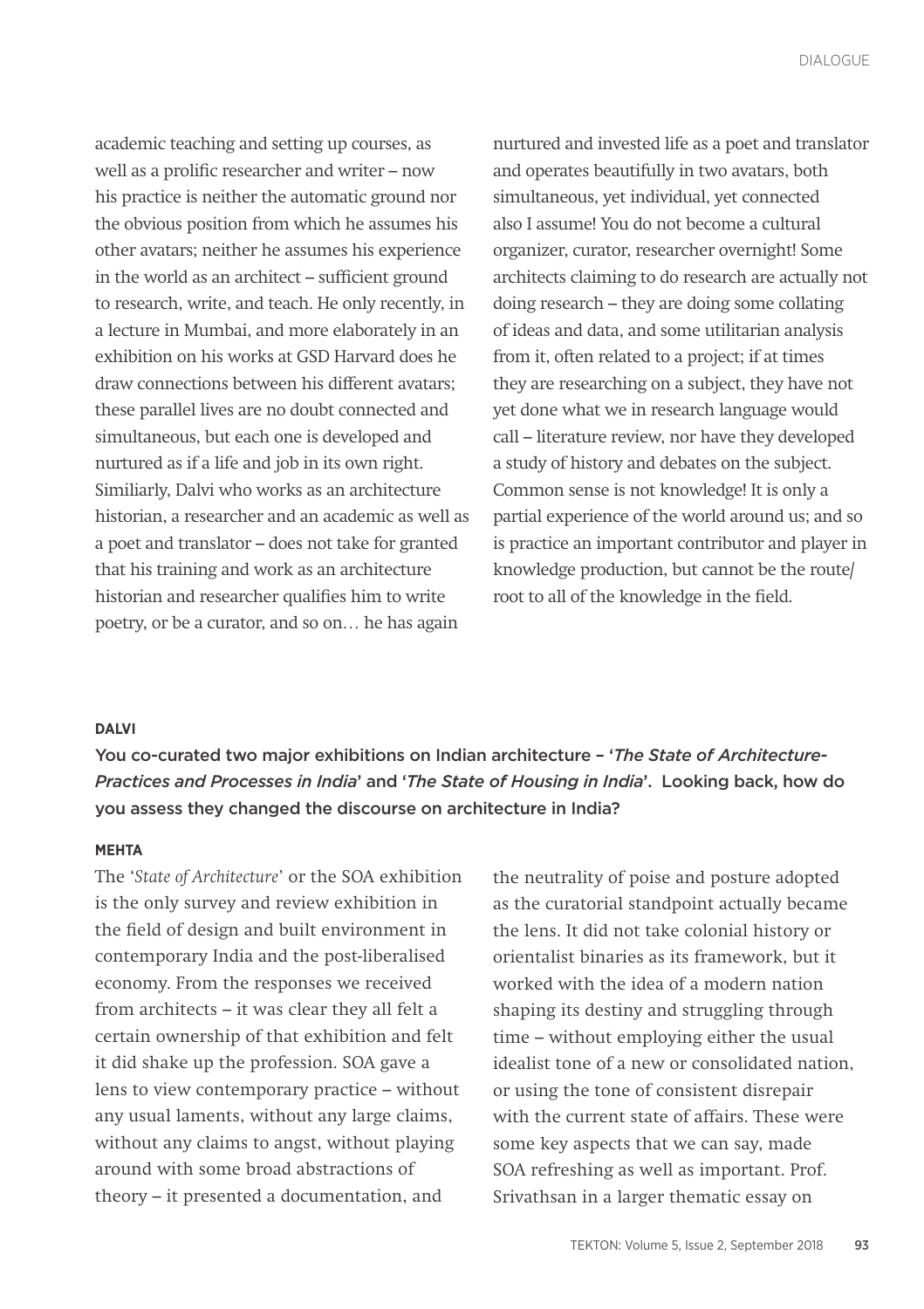academic teaching and setting up courses, as well as a prolific researcher and writer – now his practice is neither the automatic ground nor the obvious position from which he assumes his other avatars; neither he assumes his experience in the world as an architect – sufficient ground to research, write, and teach. He only recently, in a lecture in Mumbai, and more elaborately in an exhibition on his works at GSD Harvard does he draw connections between his different avatars; these parallel lives are no doubt connected and simultaneous, but each one is developed and nurtured as if a life and job in its own right. Similiarly, Dalvi who works as an architecture historian, a researcher and an academic as well as a poet and translator – does not take for granted that his training and work as an architecture historian and researcher qualifies him to write poetry, or be a curator, and so on… he has again nurtured and invested life as a poet and translator and operates beautifully in two avatars, both simultaneous, yet individual, yet connected also I assume! You do not become a cultural organizer, curator, researcher overnight! Some architects claiming to do research are actually not doing research – they are doing some collating of ideas and data, and some utilitarian analysis from it, often related to a project; if at times they are researching on a subject, they have not yet done what we in research language would call – literature review, nor have they developed a study of history and debates on the subject. Common sense is not knowledge! It is only a partial experience of the world around us; and so is practice an important contributor and player in knowledge production, but cannot be the route/root to all of the knowledge in the field.

**DALVI**

**You co-curated two major exhibitions on Indian architecture – '*The State of Architecture-Practices and Processes in India*' and '*The State of Housing in India*'. Looking back, how do you assess they changed the discourse on architecture in India?**

**MEHTA**

The '*State of Architecture*' or the SOA exhibition is the only survey and review exhibition in the field of design and built environment in contemporary India and the post-liberalised economy. From the responses we received from architects – it was clear they all felt a certain ownership of that exhibition and felt it did shake up the profession. SOA gave a lens to view contemporary practice – without any usual laments, without any large claims, without any claims to angst, without playing around with some broad abstractions of theory – it presented a documentation, and the neutrality of poise and posture adopted as the curatorial standpoint actually became the lens. It did not take colonial history or orientalist binaries as its framework, but it worked with the idea of a modern nation shaping its destiny and struggling through time – without employing either the usual idealist tone of a new or consolidated nation, or using the tone of consistent disrepair with the current state of affairs. These were some key aspects that we can say, made SOA refreshing as well as important. Prof. Srivathsan in a larger thematic essay on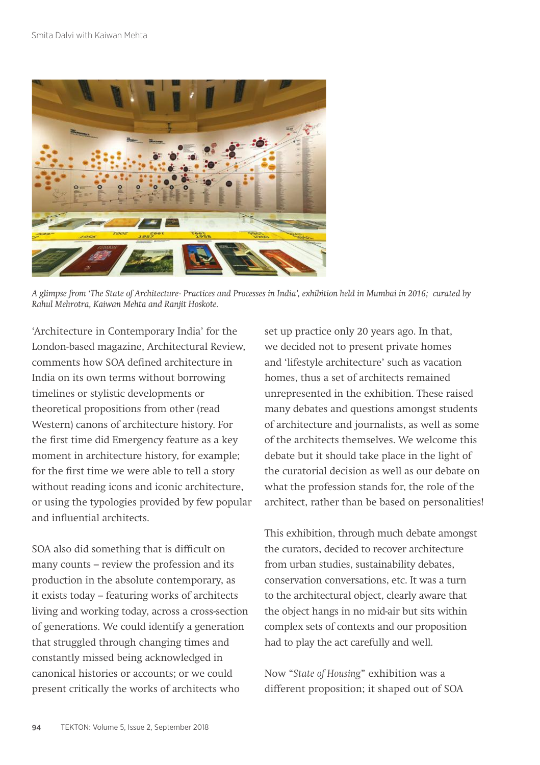*A glimpse from 'The State of Architecture- Practices and Processes in India', exhibition held in Mumbai in 2016; curated by Rahul Mehrotra, Kaiwan Mehta and Ranjit Hoskote.*

'Architecture in Contemporary India' for the London-based magazine, Architectural Review, comments how SOA defined architecture in India on its own terms without borrowing timelines or stylistic developments or theoretical propositions from other (read Western) canons of architecture history. For the first time did Emergency feature as a key moment in architecture history, for example; for the first time we were able to tell a story without reading icons and iconic architecture, or using the typologies provided by few popular and influential architects.

SOA also did something that is difficult on many counts – review the profession and its production in the absolute contemporary, as it exists today – featuring works of architects living and working today, across a cross-section of generations. We could identify a generation that struggled through changing times and constantly missed being acknowledged in canonical histories or accounts; or we could present critically the works of architects who set up practice only 20 years ago. In that, we decided not to present private homes and 'lifestyle architecture' such as vacation homes, thus a set of architects remained unrepresented in the exhibition. These raised many debates and questions amongst students of architecture and journalists, as well as some of the architects themselves. We welcome this debate but it should take place in the light of the curatorial decision as well as our debate on what the profession stands for, the role of the architect, rather than be based on personalities!

This exhibition, through much debate amongst the curators, decided to recover architecture from urban studies, sustainability debates, conservation conversations, etc. It was a turn to the architectural object, clearly aware that the object hangs in no mid-air but sits within complex sets of contexts and our proposition had to play the act carefully and well.

Now "*State of Housing*" exhibition was a different proposition; it shaped out of SOA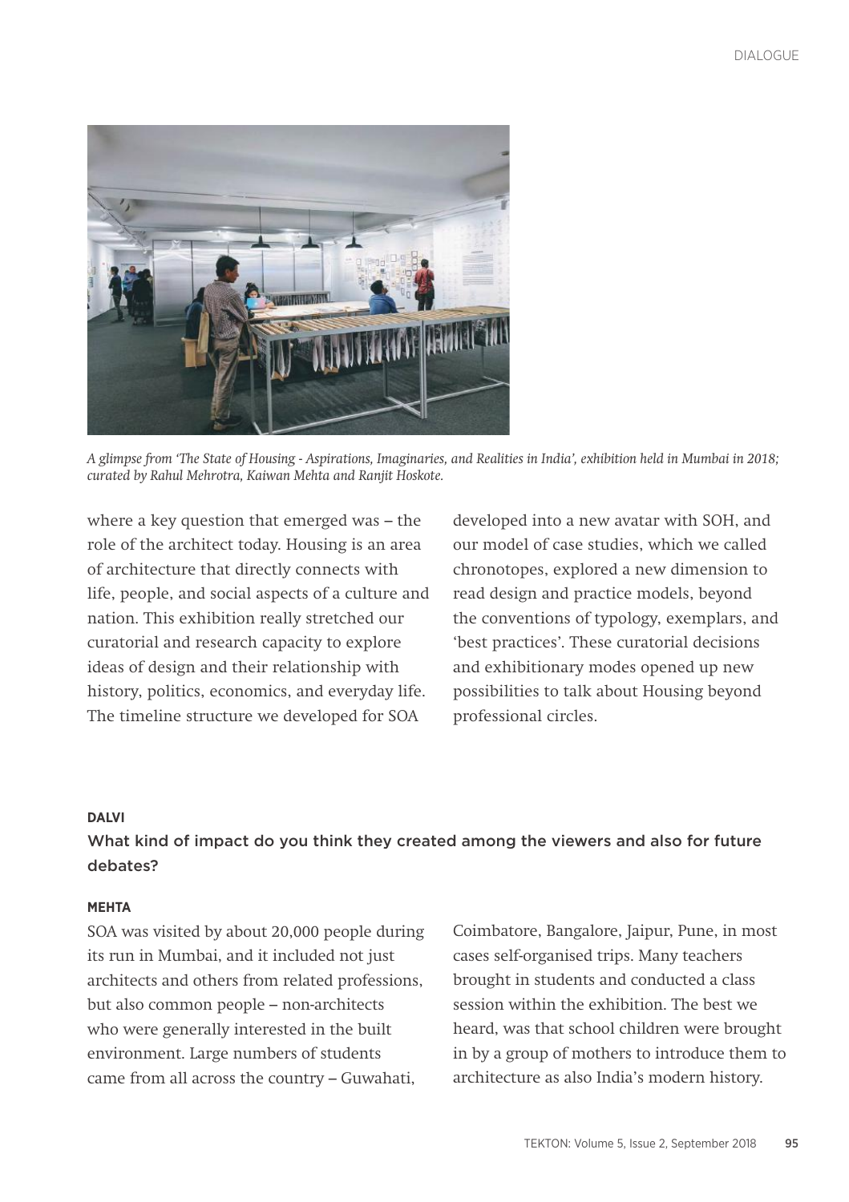*A glimpse from 'The State of Housing - Aspirations, Imaginaries, and Realities in India', exhibition held in Mumbai in 2018; curated by Rahul Mehrotra, Kaiwan Mehta and Ranjit Hoskote.*

where a key question that emerged was – the role of the architect today. Housing is an area of architecture that directly connects with life, people, and social aspects of a culture and nation. This exhibition really stretched our curatorial and research capacity to explore ideas of design and their relationship with history, politics, economics, and everyday life. The timeline structure we developed for SOA developed into a new avatar with SOH, and our model of case studies, which we called chronotopes, explored a new dimension to read design and practice models, beyond the conventions of typology, exemplars, and 'best practices'. These curatorial decisions and exhibitionary modes opened up new possibilities to talk about Housing beyond professional circles.

**DALVI**

What kind of impact do you think they created among the viewers and also for future debates?

**MEHTA**

SOA was visited by about 20,000 people during its run in Mumbai, and it included not just architects and others from related professions, but also common people – non-architects who were generally interested in the built environment. Large numbers of students came from all across the country – Guwahati, Coimbatore, Bangalore, Jaipur, Pune, in most cases self-organised trips. Many teachers brought in students and conducted a class session within the exhibition. The best we heard, was that school children were brought in by a group of mothers to introduce them to architecture as also India's modern history.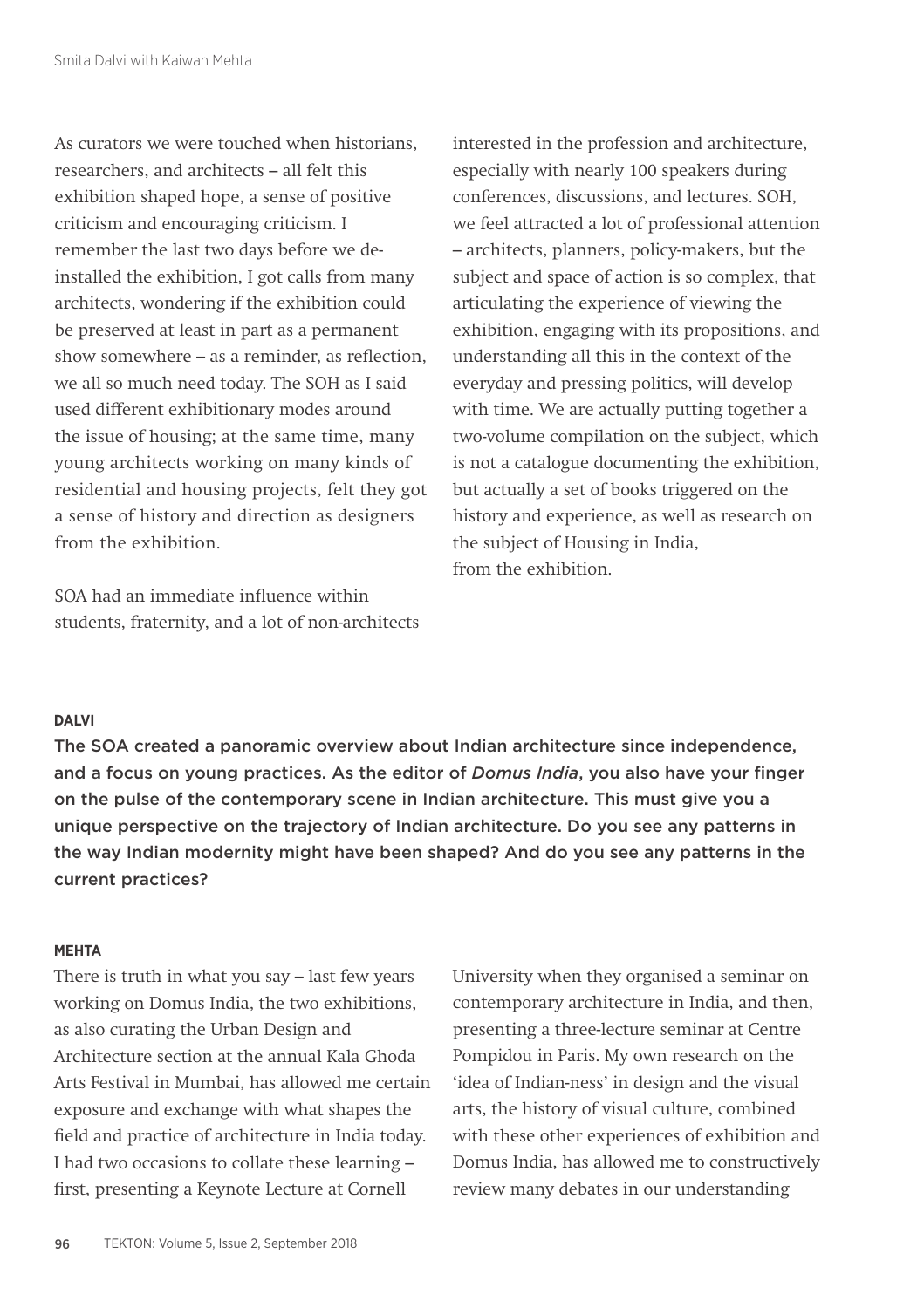As curators we were touched when historians, researchers, and architects – all felt this exhibition shaped hope, a sense of positive criticism and encouraging criticism. I remember the last two days before we de-installed the exhibition, I got calls from many architects, wondering if the exhibition could be preserved at least in part as a permanent show somewhere – as a reminder, as reflection, we all so much need today. The SOH as I said used different exhibitionary modes around the issue of housing; at the same time, many young architects working on many kinds of residential and housing projects, felt they got a sense of history and direction as designers from the exhibition.

SOA had an immediate influence within students, fraternity, and a lot of non-architects interested in the profession and architecture, especially with nearly 100 speakers during conferences, discussions, and lectures. SOH, we feel attracted a lot of professional attention – architects, planners, policy-makers, but the subject and space of action is so complex, that articulating the experience of viewing the exhibition, engaging with its propositions, and understanding all this in the context of the everyday and pressing politics, will develop with time. We are actually putting together a two-volume compilation on the subject, which is not a catalogue documenting the exhibition, but actually a set of books triggered on the history and experience, as well as research on the subject of Housing in India, from the exhibition.

**DALVI**

**The SOA created a panoramic overview about Indian architecture since independence, and a focus on young practices. As the editor of *Domus India*, you also have your finger on the pulse of the contemporary scene in Indian architecture. This must give you a unique perspective on the trajectory of Indian architecture. Do you see any patterns in the way Indian modernity might have been shaped? And do you see any patterns in the current practices?**

**MEHTA**

There is truth in what you say – last few years working on Domus India, the two exhibitions, as also curating the Urban Design and Architecture section at the annual Kala Ghoda Arts Festival in Mumbai, has allowed me certain exposure and exchange with what shapes the field and practice of architecture in India today. I had two occasions to collate these learning – first, presenting a Keynote Lecture at Cornell University when they organised a seminar on contemporary architecture in India, and then, presenting a three-lecture seminar at Centre Pompidou in Paris. My own research on the 'idea of Indian-ness' in design and the visual arts, the history of visual culture, combined with these other experiences of exhibition and Domus India, has allowed me to constructively review many debates in our understanding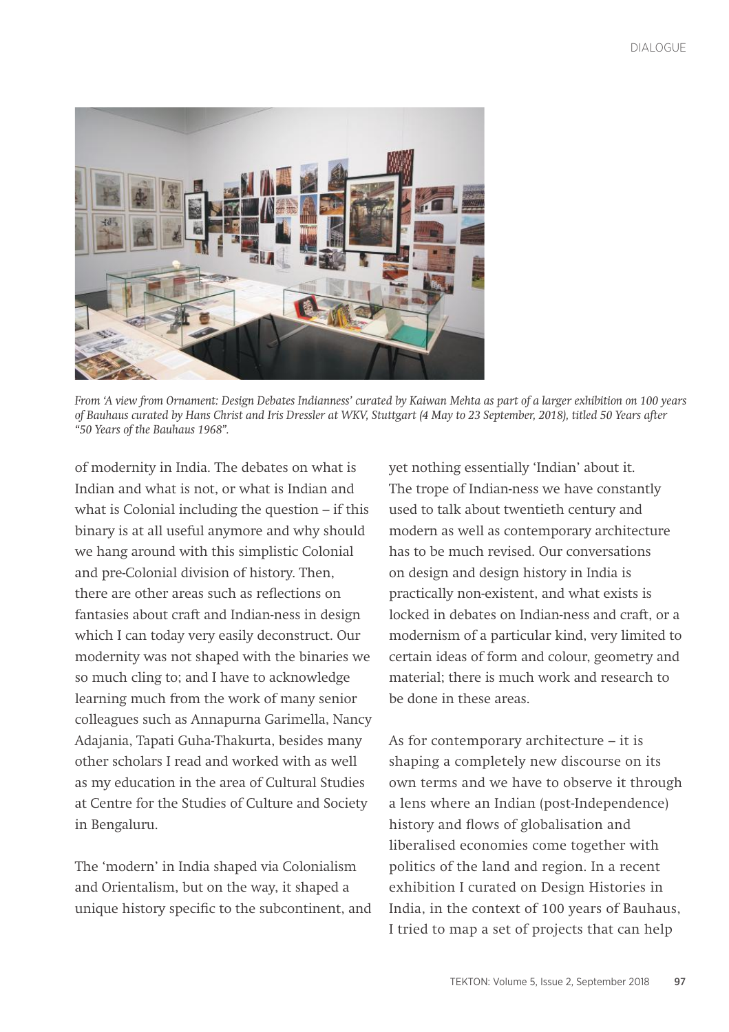*From 'A view from Ornament: Design Debates Indianness' curated by Kaiwan Mehta as part of a larger exhibition on 100 years of Bauhaus curated by Hans Christ and Iris Dressler at WKV, Stuttgart (4 May to 23 September, 2018), titled 50 Years after "50 Years of the Bauhaus 1968".*

of modernity in India. The debates on what is Indian and what is not, or what is Indian and what is Colonial including the question – if this binary is at all useful anymore and why should we hang around with this simplistic Colonial and pre-Colonial division of history. Then, there are other areas such as reflections on fantasies about craft and Indian-ness in design which I can today very easily deconstruct. Our modernity was not shaped with the binaries we so much cling to; and I have to acknowledge learning much from the work of many senior colleagues such as Annapurna Garimella, Nancy Adajania, Tapati Guha-Thakurta, besides many other scholars I read and worked with as well as my education in the area of Cultural Studies at Centre for the Studies of Culture and Society in Bengaluru.

The 'modern' in India shaped via Colonialism and Orientalism, but on the way, it shaped a unique history specific to the subcontinent, and yet nothing essentially 'Indian' about it. The trope of Indian-ness we have constantly used to talk about twentieth century and modern as well as contemporary architecture has to be much revised. Our conversations on design and design history in India is practically non-existent, and what exists is locked in debates on Indian-ness and craft, or a modernism of a particular kind, very limited to certain ideas of form and colour, geometry and material; there is much work and research to be done in these areas.

As for contemporary architecture – it is shaping a completely new discourse on its own terms and we have to observe it through a lens where an Indian (post-Independence) history and flows of globalisation and liberalised economies come together with politics of the land and region. In a recent exhibition I curated on Design Histories in India, in the context of 100 years of Bauhaus, I tried to map a set of projects that can help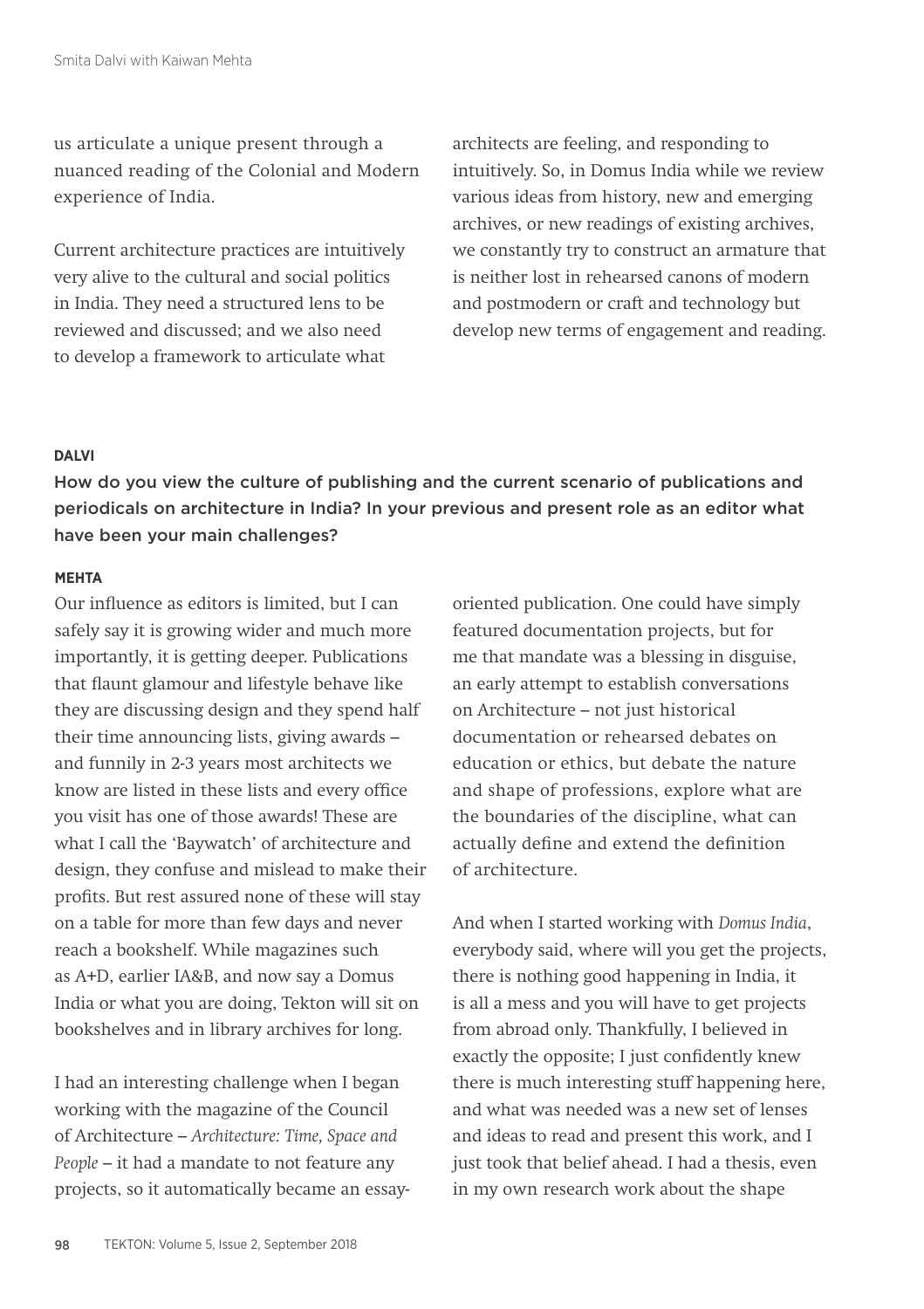us articulate a unique present through a nuanced reading of the Colonial and Modern experience of India.

Current architecture practices are intuitively very alive to the cultural and social politics in India. They need a structured lens to be reviewed and discussed; and we also need to develop a framework to articulate what architects are feeling, and responding to intuitively. So, in Domus India while we review various ideas from history, new and emerging archives, or new readings of existing archives, we constantly try to construct an armature that is neither lost in rehearsed canons of modern and postmodern or craft and technology but develop new terms of engagement and reading.

**DALVI**

How do you view the culture of publishing and the current scenario of publications and periodicals on architecture in India? In your previous and present role as an editor what have been your main challenges?

**MEHTA**

Our influence as editors is limited, but I can safely say it is growing wider and much more importantly, it is getting deeper. Publications that flaunt glamour and lifestyle behave like they are discussing design and they spend half their time announcing lists, giving awards – and funnily in 2-3 years most architects we know are listed in these lists and every office you visit has one of those awards! These are what I call the 'Baywatch' of architecture and design, they confuse and mislead to make their profits. But rest assured none of these will stay on a table for more than few days and never reach a bookshelf. While magazines such as A+D, earlier IA&B, and now say a Domus India or what you are doing, Tekton will sit on bookshelves and in library archives for long.

I had an interesting challenge when I began working with the magazine of the Council of Architecture – *Architecture: Time, Space and People* – it had a mandate to not feature any projects, so it automatically became an essay-oriented publication. One could have simply featured documentation projects, but for me that mandate was a blessing in disguise, an early attempt to establish conversations on Architecture – not just historical documentation or rehearsed debates on education or ethics, but debate the nature and shape of professions, explore what are the boundaries of the discipline, what can actually define and extend the definition of architecture.

And when I started working with *Domus India*, everybody said, where will you get the projects, there is nothing good happening in India, it is all a mess and you will have to get projects from abroad only. Thankfully, I believed in exactly the opposite; I just confidently knew there is much interesting stuff happening here, and what was needed was a new set of lenses and ideas to read and present this work, and I just took that belief ahead. I had a thesis, even in my own research work about the shape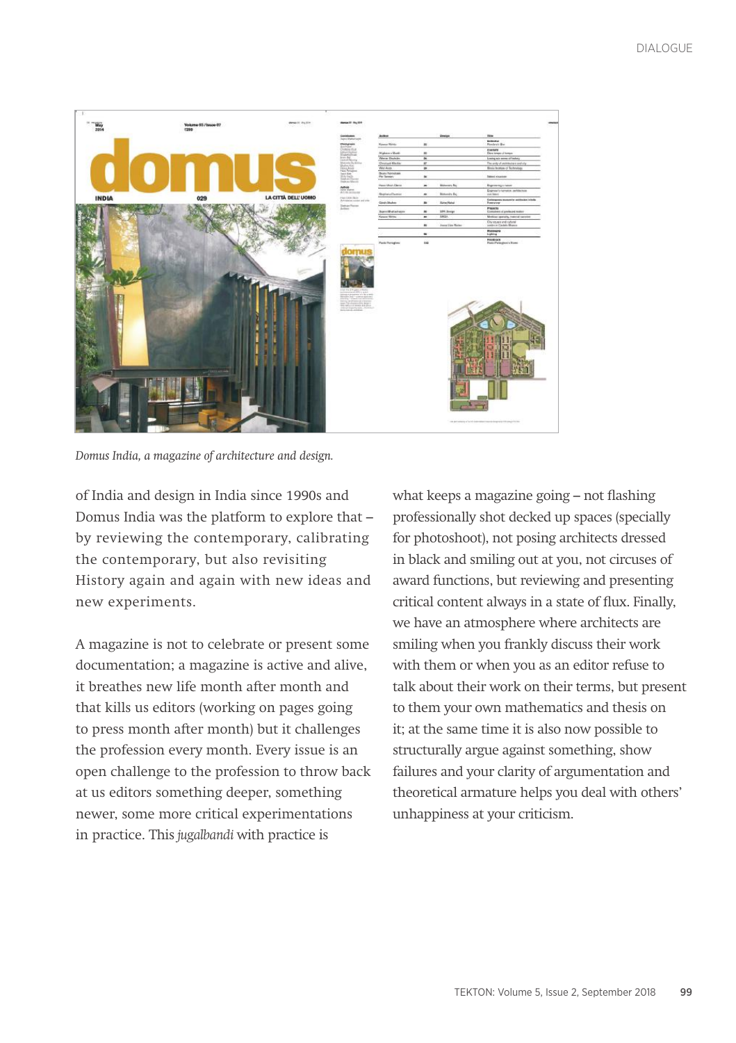*Domus India, a magazine of architecture and design.*

of India and design in India since 1990s and Domus India was the platform to explore that – by reviewing the contemporary, calibrating the contemporary, but also revisiting History again and again with new ideas and new experiments.

A magazine is not to celebrate or present some documentation; a magazine is active and alive, it breathes new life month after month and that kills us editors (working on pages going to press month after month) but it challenges the profession every month. Every issue is an open challenge to the profession to throw back at us editors something deeper, something newer, some more critical experimentations in practice. This *jugalbandi* with practice is what keeps a magazine going – not flashing professionally shot decked up spaces (specially for photoshoot), not posing architects dressed in black and smiling out at you, not circuses of award functions, but reviewing and presenting critical content always in a state of flux. Finally, we have an atmosphere where architects are smiling when you frankly discuss their work with them or when you as an editor refuse to talk about their work on their terms, but present to them your own mathematics and thesis on it; at the same time it is also now possible to structurally argue against something, show failures and your clarity of argumentation and theoretical armature helps you deal with others' unhappiness at your criticism.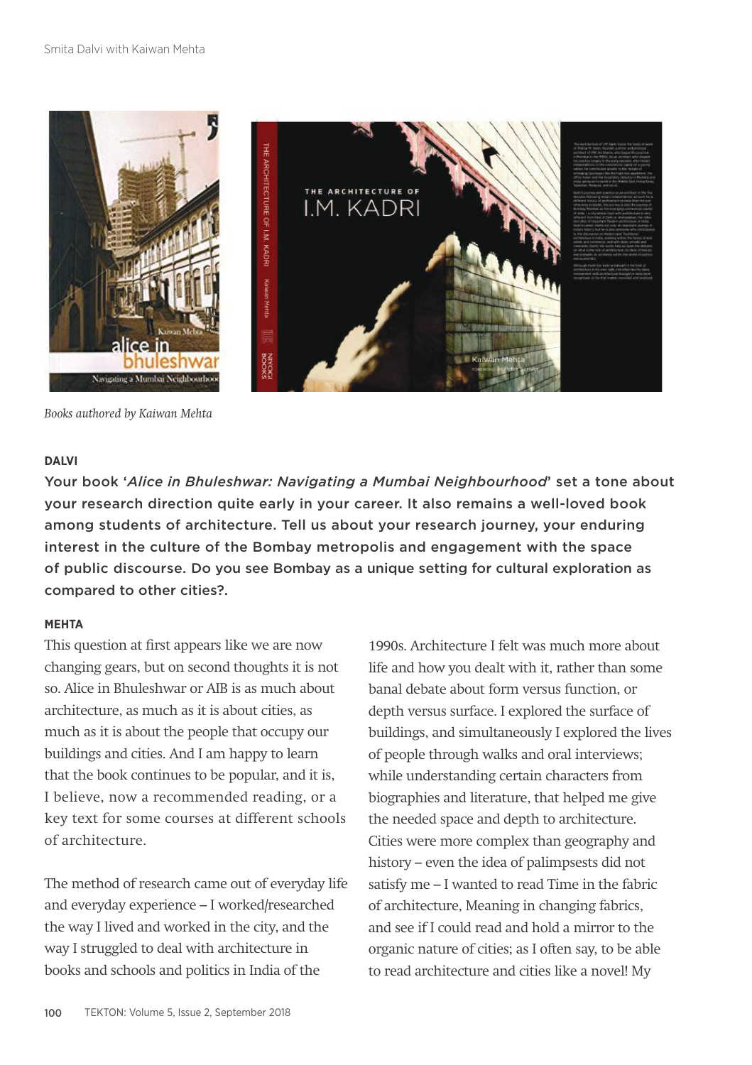*Books authored by Kaiwan Mehta*

**DALVI**

**Your book '*Alice in Bhuleshwar: Navigating a Mumbai Neighbourhood*' set a tone about your research direction quite early in your career. It also remains a well-loved book among students of architecture. Tell us about your research journey, your enduring interest in the culture of the Bombay metropolis and engagement with the space of public discourse. Do you see Bombay as a unique setting for cultural exploration as compared to other cities?.**

**MEHTA**

This question at first appears like we are now changing gears, but on second thoughts it is not so. Alice in Bhuleshwar or AIB is as much about architecture, as much as it is about cities, as much as it is about the people that occupy our buildings and cities. And I am happy to learn that the book continues to be popular, and it is, I believe, now a recommended reading, or a key text for some courses at different schools of architecture.

The method of research came out of everyday life and everyday experience – I worked/researched the way I lived and worked in the city, and the way I struggled to deal with architecture in books and schools and politics in India of the 1990s. Architecture I felt was much more about life and how you dealt with it, rather than some banal debate about form versus function, or depth versus surface. I explored the surface of buildings, and simultaneously I explored the lives of people through walks and oral interviews; while understanding certain characters from biographies and literature, that helped me give the needed space and depth to architecture. Cities were more complex than geography and history – even the idea of palimpsests did not satisfy me – I wanted to read Time in the fabric of architecture, Meaning in changing fabrics, and see if I could read and hold a mirror to the organic nature of cities; as I often say, to be able to read architecture and cities like a novel! My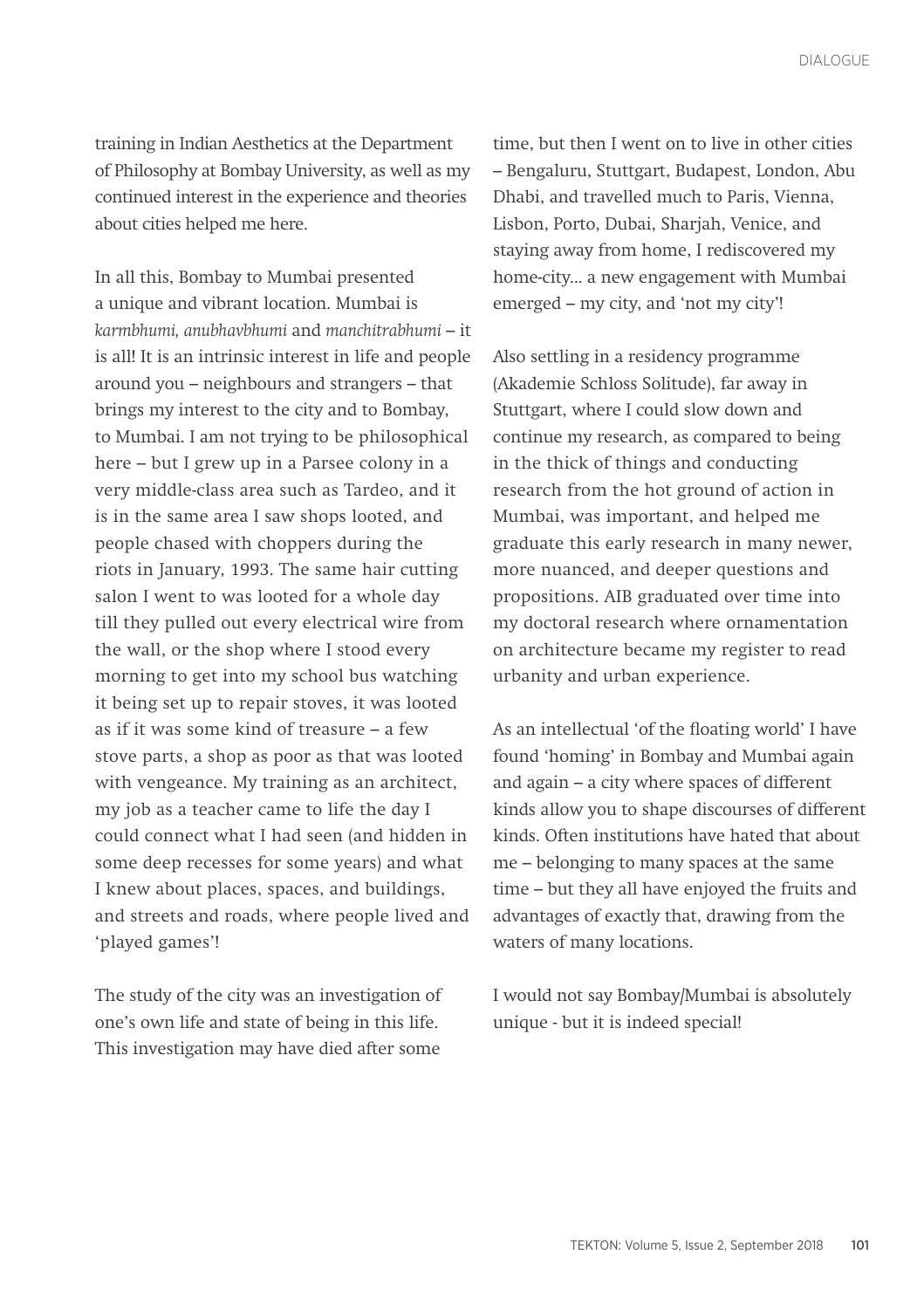training in Indian Aesthetics at the Department of Philosophy at Bombay University, as well as my continued interest in the experience and theories about cities helped me here.

In all this, Bombay to Mumbai presented a unique and vibrant location. Mumbai is *karmbhumi, anubhavbhumi* and *manchitrabhumi* – it is all! It is an intrinsic interest in life and people around you – neighbours and strangers – that brings my interest to the city and to Bombay, to Mumbai. I am not trying to be philosophical here – but I grew up in a Parsee colony in a very middle-class area such as Tardeo, and it is in the same area I saw shops looted, and people chased with choppers during the riots in January, 1993. The same hair cutting salon I went to was looted for a whole day till they pulled out every electrical wire from the wall, or the shop where I stood every morning to get into my school bus watching it being set up to repair stoves, it was looted as if it was some kind of treasure – a few stove parts, a shop as poor as that was looted with vengeance. My training as an architect, my job as a teacher came to life the day I could connect what I had seen (and hidden in some deep recesses for some years) and what I knew about places, spaces, and buildings, and streets and roads, where people lived and 'played games'!

The study of the city was an investigation of one's own life and state of being in this life. This investigation may have died after some time, but then I went on to live in other cities – Bengaluru, Stuttgart, Budapest, London, Abu Dhabi, and travelled much to Paris, Vienna, Lisbon, Porto, Dubai, Sharjah, Venice, and staying away from home, I rediscovered my home-city... a new engagement with Mumbai emerged – my city, and 'not my city'!

Also settling in a residency programme (Akademie Schloss Solitude), far away in Stuttgart, where I could slow down and continue my research, as compared to being in the thick of things and conducting research from the hot ground of action in Mumbai, was important, and helped me graduate this early research in many newer, more nuanced, and deeper questions and propositions. AIB graduated over time into my doctoral research where ornamentation on architecture became my register to read urbanity and urban experience.

As an intellectual 'of the floating world' I have found 'homing' in Bombay and Mumbai again and again – a city where spaces of different kinds allow you to shape discourses of different kinds. Often institutions have hated that about me – belonging to many spaces at the same time – but they all have enjoyed the fruits and advantages of exactly that, drawing from the waters of many locations.

I would not say Bombay/Mumbai is absolutely unique - but it is indeed special!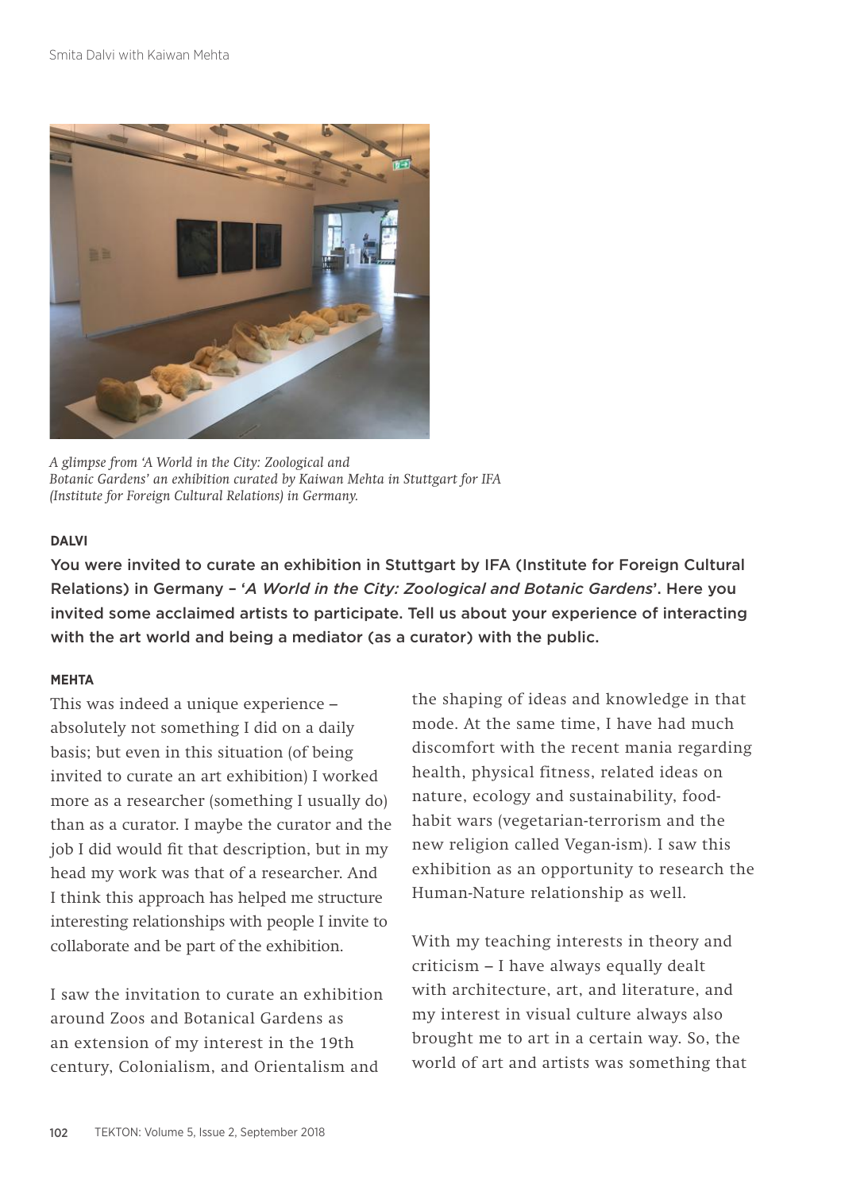*A glimpse from 'A World in the City: Zoological and Botanic Gardens' an exhibition curated by Kaiwan Mehta in Stuttgart for IFA (Institute for Foreign Cultural Relations) in Germany.*

**DALVI**

**You were invited to curate an exhibition in Stuttgart by IFA (Institute for Foreign Cultural Relations) in Germany – '*A World in the City: Zoological and Botanic Gardens*'. Here you invited some acclaimed artists to participate. Tell us about your experience of interacting with the art world and being a mediator (as a curator) with the public.**

**MEHTA**

This was indeed a unique experience – absolutely not something I did on a daily basis; but even in this situation (of being invited to curate an art exhibition) I worked more as a researcher (something I usually do) than as a curator. I maybe the curator and the job I did would fit that description, but in my head my work was that of a researcher. And I think this approach has helped me structure interesting relationships with people I invite to collaborate and be part of the exhibition.

I saw the invitation to curate an exhibition around Zoos and Botanical Gardens as an extension of my interest in the 19th century, Colonialism, and Orientalism and the shaping of ideas and knowledge in that mode. At the same time, I have had much discomfort with the recent mania regarding health, physical fitness, related ideas on nature, ecology and sustainability, food-habit wars (vegetarian-terrorism and the new religion called Vegan-ism). I saw this exhibition as an opportunity to research the Human-Nature relationship as well.

With my teaching interests in theory and criticism – I have always equally dealt with architecture, art, and literature, and my interest in visual culture always also brought me to art in a certain way. So, the world of art and artists was something that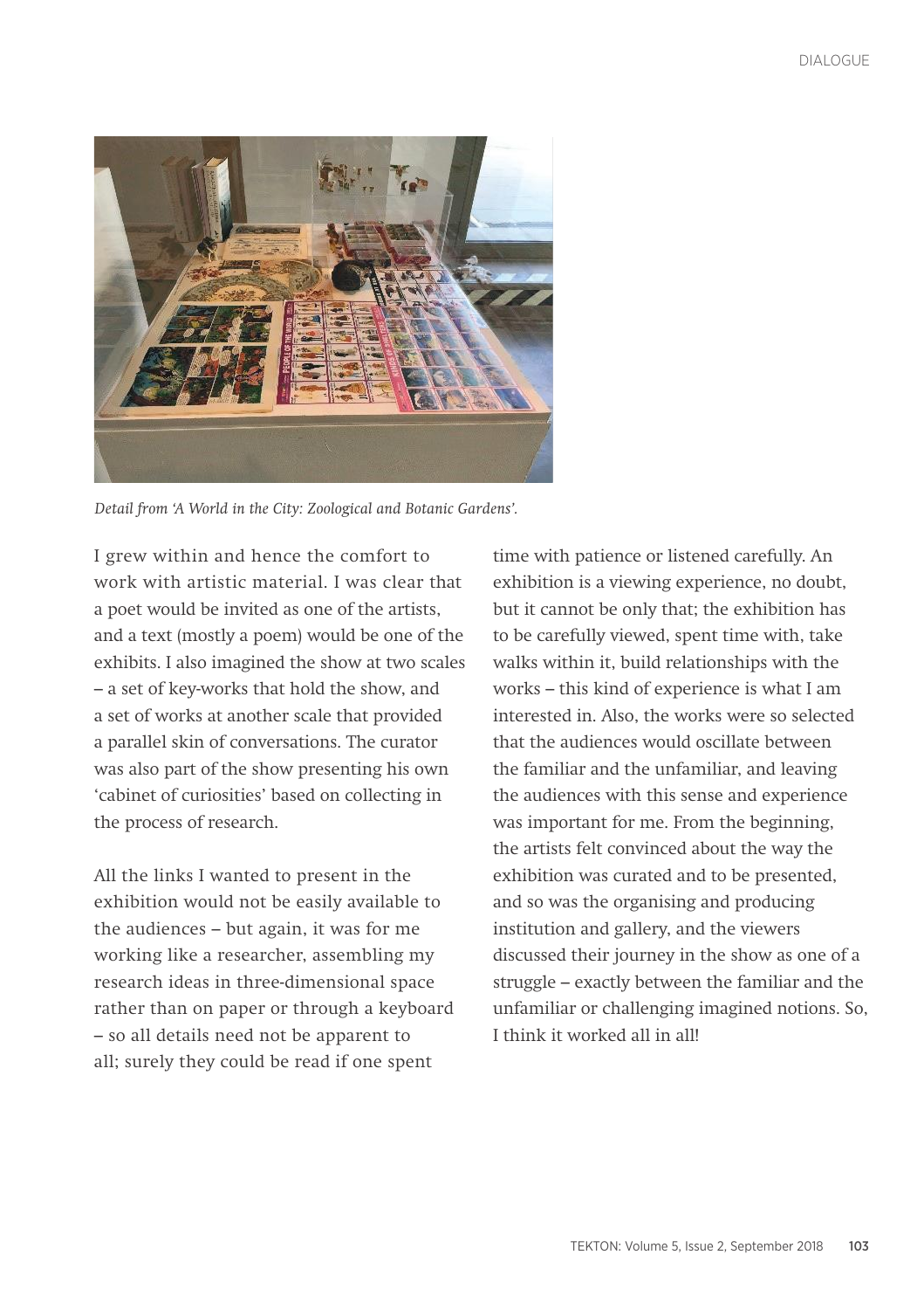*Detail from 'A World in the City: Zoological and Botanic Gardens'.*

I grew within and hence the comfort to work with artistic material. I was clear that a poet would be invited as one of the artists, and a text (mostly a poem) would be one of the exhibits. I also imagined the show at two scales – a set of key-works that hold the show, and a set of works at another scale that provided a parallel skin of conversations. The curator was also part of the show presenting his own 'cabinet of curiosities' based on collecting in the process of research.

All the links I wanted to present in the exhibition would not be easily available to the audiences – but again, it was for me working like a researcher, assembling my research ideas in three-dimensional space rather than on paper or through a keyboard – so all details need not be apparent to all; surely they could be read if one spent time with patience or listened carefully. An exhibition is a viewing experience, no doubt, but it cannot be only that; the exhibition has to be carefully viewed, spent time with, take walks within it, build relationships with the works – this kind of experience is what I am interested in. Also, the works were so selected that the audiences would oscillate between the familiar and the unfamiliar, and leaving the audiences with this sense and experience was important for me. From the beginning, the artists felt convinced about the way the exhibition was curated and to be presented, and so was the organising and producing institution and gallery, and the viewers discussed their journey in the show as one of a struggle – exactly between the familiar and the unfamiliar or challenging imagined notions. So, I think it worked all in all!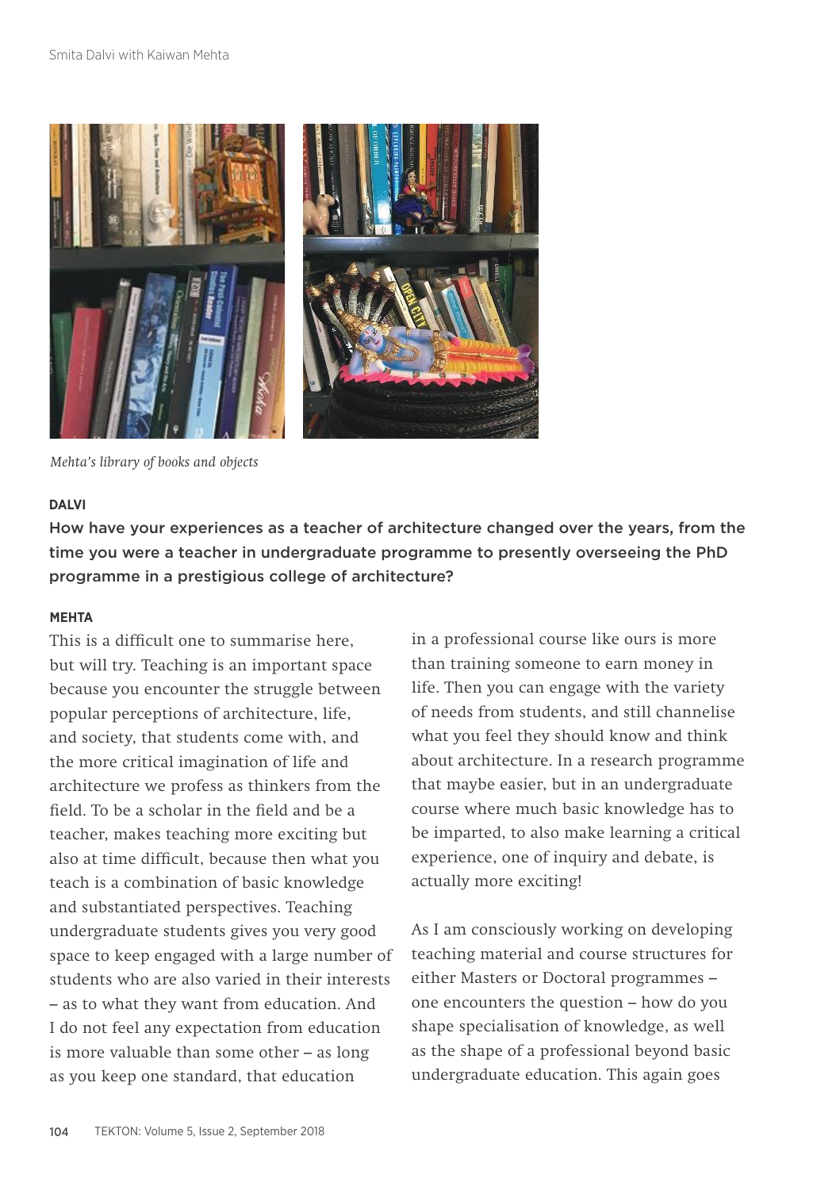*Mehta's library of books and objects*

**DALVI**

**How have your experiences as a teacher of architecture changed over the years, from the time you were a teacher in undergraduate programme to presently overseeing the PhD programme in a prestigious college of architecture?**

**MEHTA**

This is a difficult one to summarise here, but will try. Teaching is an important space because you encounter the struggle between popular perceptions of architecture, life, and society, that students come with, and the more critical imagination of life and architecture we profess as thinkers from the field. To be a scholar in the field and be a teacher, makes teaching more exciting but also at time difficult, because then what you teach is a combination of basic knowledge and substantiated perspectives. Teaching undergraduate students gives you very good space to keep engaged with a large number of students who are also varied in their interests – as to what they want from education. And I do not feel any expectation from education is more valuable than some other – as long as you keep one standard, that education in a professional course like ours is more than training someone to earn money in life. Then you can engage with the variety of needs from students, and still channelise what you feel they should know and think about architecture. In a research programme that maybe easier, but in an undergraduate course where much basic knowledge has to be imparted, to also make learning a critical experience, one of inquiry and debate, is actually more exciting!

As I am consciously working on developing teaching material and course structures for either Masters or Doctoral programmes – one encounters the question – how do you shape specialisation of knowledge, as well as the shape of a professional beyond basic undergraduate education. This again goes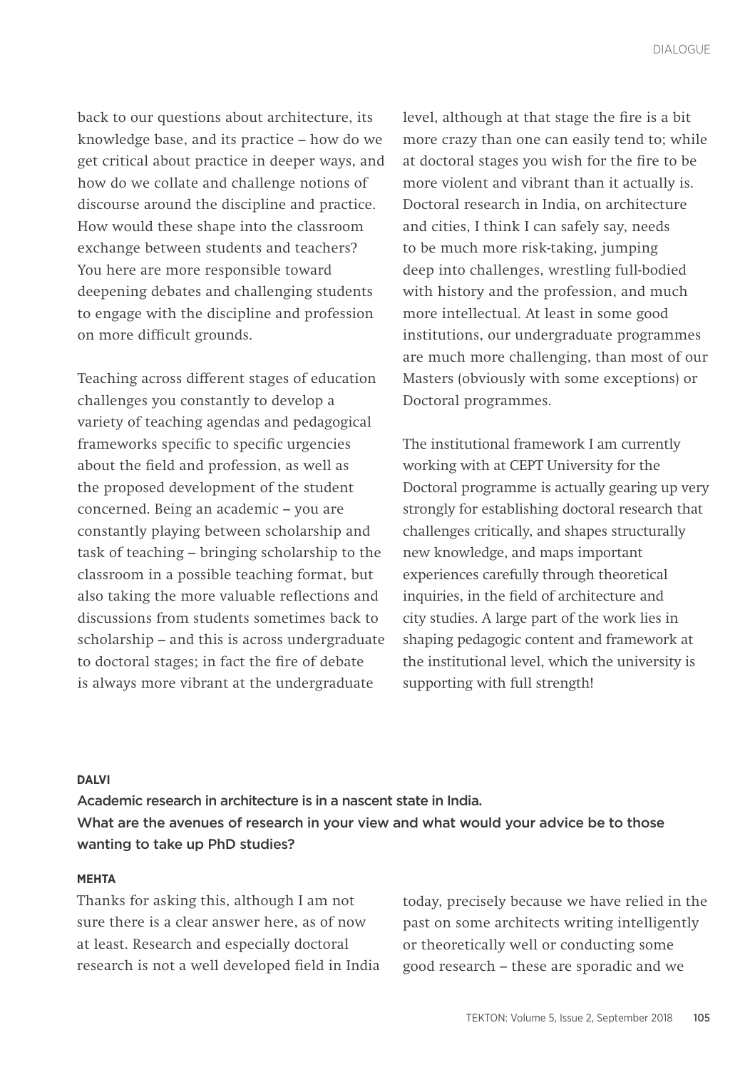back to our questions about architecture, its knowledge base, and its practice – how do we get critical about practice in deeper ways, and how do we collate and challenge notions of discourse around the discipline and practice. How would these shape into the classroom exchange between students and teachers? You here are more responsible toward deepening debates and challenging students to engage with the discipline and profession on more difficult grounds.

Teaching across different stages of education challenges you constantly to develop a variety of teaching agendas and pedagogical frameworks specific to specific urgencies about the field and profession, as well as the proposed development of the student concerned. Being an academic – you are constantly playing between scholarship and task of teaching – bringing scholarship to the classroom in a possible teaching format, but also taking the more valuable reflections and discussions from students sometimes back to scholarship – and this is across undergraduate to doctoral stages; in fact the fire of debate is always more vibrant at the undergraduate level, although at that stage the fire is a bit more crazy than one can easily tend to; while at doctoral stages you wish for the fire to be more violent and vibrant than it actually is. Doctoral research in India, on architecture and cities, I think I can safely say, needs to be much more risk-taking, jumping deep into challenges, wrestling full-bodied with history and the profession, and much more intellectual. At least in some good institutions, our undergraduate programmes are much more challenging, than most of our Masters (obviously with some exceptions) or Doctoral programmes.

The institutional framework I am currently working with at CEPT University for the Doctoral programme is actually gearing up very strongly for establishing doctoral research that challenges critically, and shapes structurally new knowledge, and maps important experiences carefully through theoretical inquiries, in the field of architecture and city studies. A large part of the work lies in shaping pedagogic content and framework at the institutional level, which the university is supporting with full strength!

**DALVI**

**Academic research in architecture is in a nascent state in India. What are the avenues of research in your view and what would your advice be to those wanting to take up PhD studies?**

**MEHTA**

Thanks for asking this, although I am not sure there is a clear answer here, as of now at least. Research and especially doctoral research is not a well developed field in India today, precisely because we have relied in the past on some architects writing intelligently or theoretically well or conducting some good research – these are sporadic and we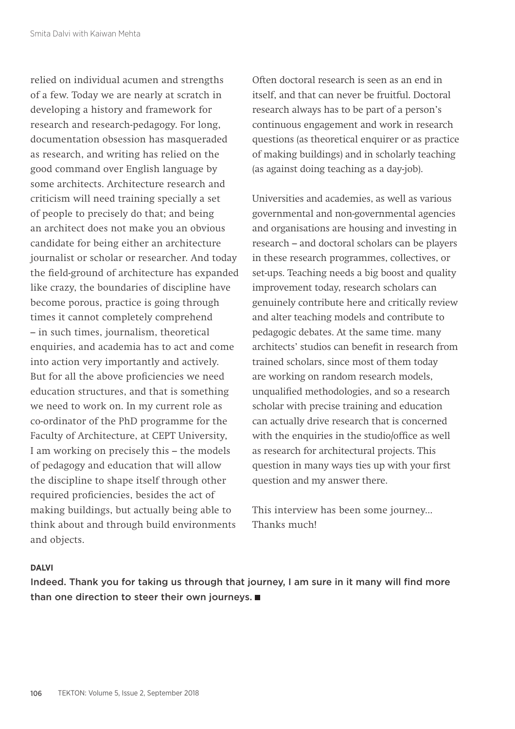relied on individual acumen and strengths of a few. Today we are nearly at scratch in developing a history and framework for research and research-pedagogy. For long, documentation obsession has masqueraded as research, and writing has relied on the good command over English language by some architects. Architecture research and criticism will need training specially a set of people to precisely do that; and being an architect does not make you an obvious candidate for being either an architecture journalist or scholar or researcher. And today the field-ground of architecture has expanded like crazy, the boundaries of discipline have become porous, practice is going through times it cannot completely comprehend – in such times, journalism, theoretical enquiries, and academia has to act and come into action very importantly and actively. But for all the above proficiencies we need education structures, and that is something we need to work on. In my current role as co-ordinator of the PhD programme for the Faculty of Architecture, at CEPT University, I am working on precisely this – the models of pedagogy and education that will allow the discipline to shape itself through other required proficiencies, besides the act of making buildings, but actually being able to think about and through build environments and objects.

Often doctoral research is seen as an end in itself, and that can never be fruitful. Doctoral research always has to be part of a person's continuous engagement and work in research questions (as theoretical enquirer or as practice of making buildings) and in scholarly teaching (as against doing teaching as a day-job).

Universities and academies, as well as various governmental and non-governmental agencies and organisations are housing and investing in research – and doctoral scholars can be players in these research programmes, collectives, or set-ups. Teaching needs a big boost and quality improvement today, research scholars can genuinely contribute here and critically review and alter teaching models and contribute to pedagogic debates. At the same time. many architects' studios can benefit in research from trained scholars, since most of them today are working on random research models, unqualified methodologies, and so a research scholar with precise training and education can actually drive research that is concerned with the enquiries in the studio/office as well as research for architectural projects. This question in many ways ties up with your first question and my answer there.

This interview has been some journey... Thanks much!

**DALVI**

**Indeed. Thank you for taking us through that journey, I am sure in it many will find more than one direction to steer their own journeys. ■**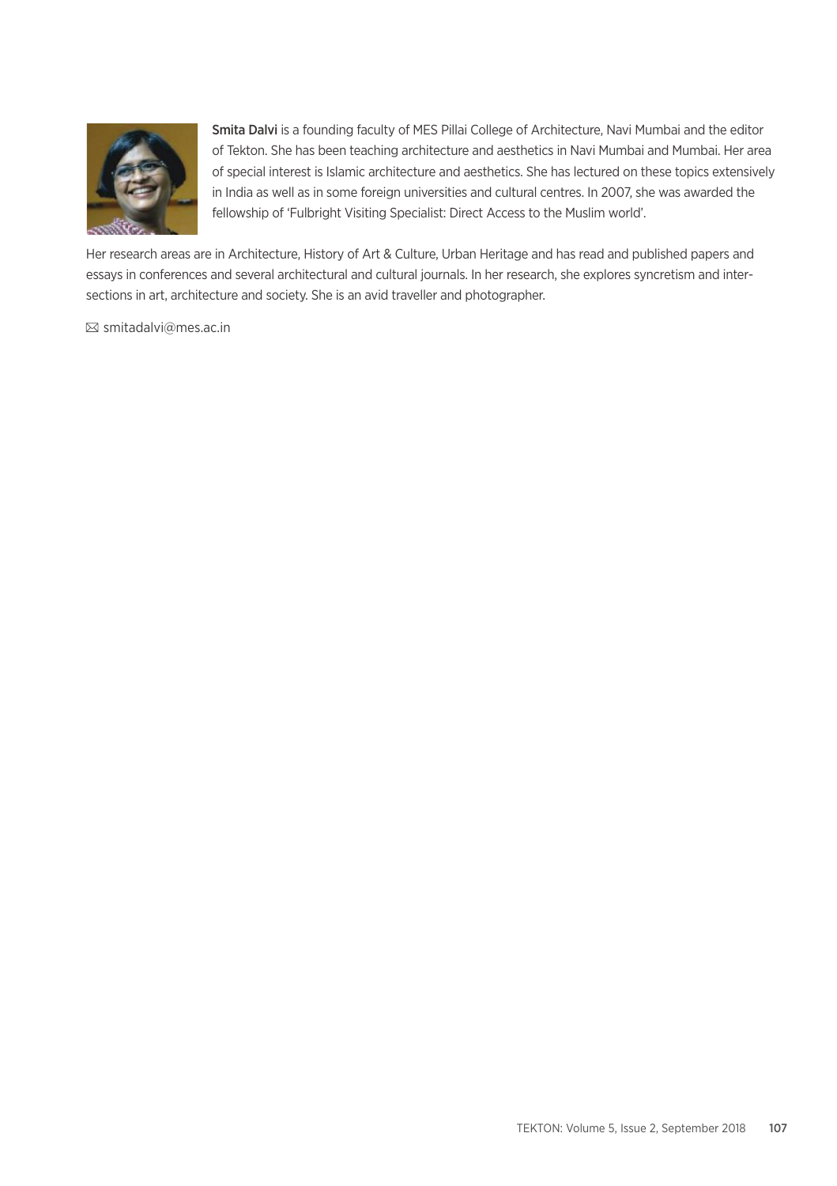**Smita Dalvi** is a founding faculty of MES Pillai College of Architecture, Navi Mumbai and the editor of Tekton. She has been teaching architecture and aesthetics in Navi Mumbai and Mumbai. Her area of special interest is Islamic architecture and aesthetics. She has lectured on these topics extensively in India as well as in some foreign universities and cultural centres. In 2007, she was awarded the fellowship of 'Fulbright Visiting Specialist: Direct Access to the Muslim world'.

Her research areas are in Architecture, History of Art & Culture, Urban Heritage and has read and published papers and essays in conferences and several architectural and cultural journals. In her research, she explores syncretism and intersections in art, architecture and society. She is an avid traveller and photographer.

✉ smitadalvi@mes.ac.in